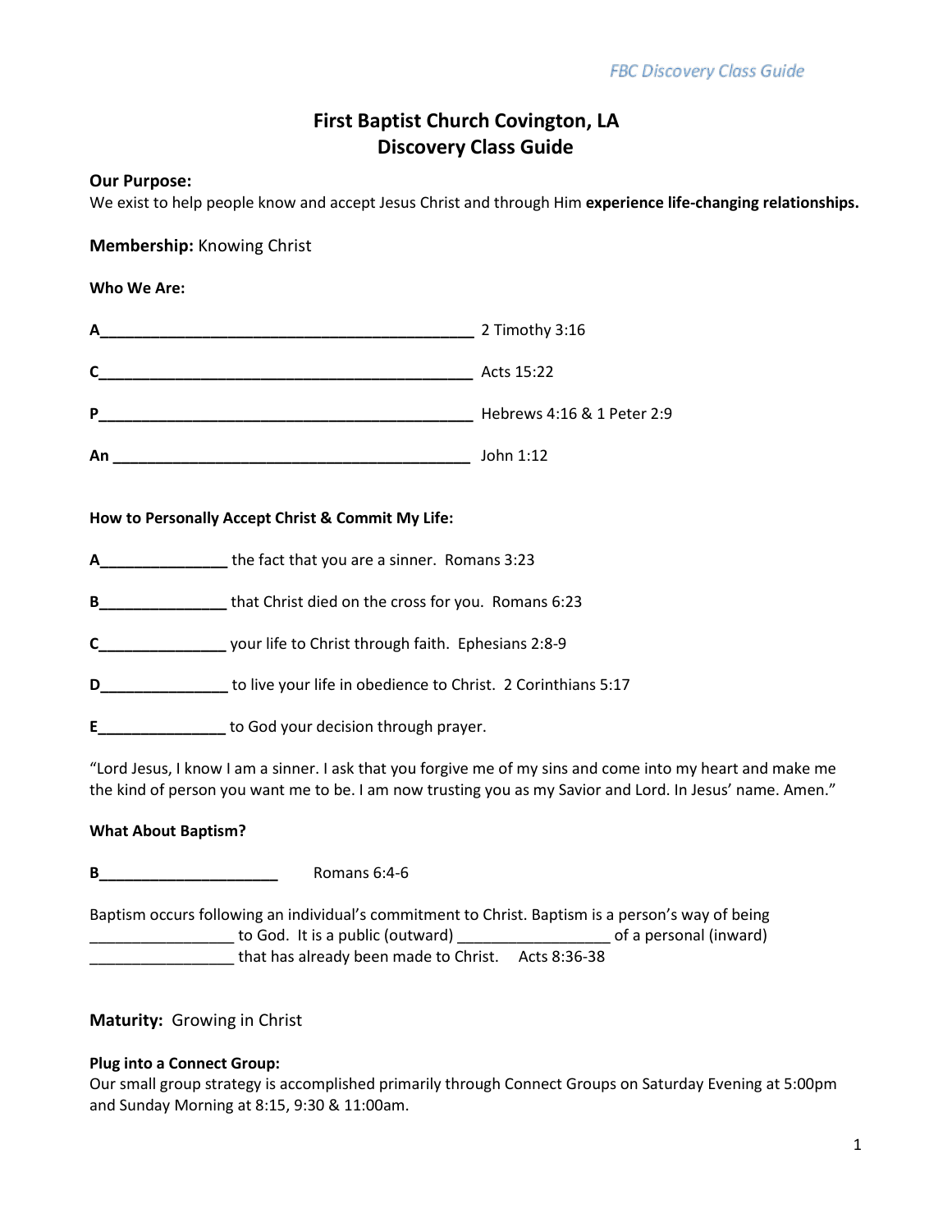# First Baptist Church Covington, LA
# Discovery Class Guide

**Our Purpose:**
We exist to help people know and accept Jesus Christ and through Him **experience life-changing relationships.**

**Membership:** Knowing Christ

**Who We Are:**

**A**_____________________________________________ 2 Timothy 3:16

**C**_____________________________________________ Acts 15:22

**P**_____________________________________________ Hebrews 4:16 & 1 Peter 2:9

**An** __________________________________________ John 1:12

**How to Personally Accept Christ & Commit My Life:**

**A**_______________ the fact that you are a sinner. Romans 3:23

**B**_______________ that Christ died on the cross for you. Romans 6:23

**C**_______________ your life to Christ through faith. Ephesians 2:8-9

**D**_______________ to live your life in obedience to Christ. 2 Corinthians 5:17

**E**_______________ to God your decision through prayer.

"Lord Jesus, I know I am a sinner. I ask that you forgive me of my sins and come into my heart and make me the kind of person you want me to be. I am now trusting you as my Savior and Lord. In Jesus' name. Amen."

**What About Baptism?**

**B**_____________________ Romans 6:4-6

Baptism occurs following an individual's commitment to Christ. Baptism is a person's way of being _________________ to God. It is a public (outward) __________________ of a personal (inward) _________________ that has already been made to Christ. Acts 8:36-38

**Maturity:** Growing in Christ

**Plug into a Connect Group:**
Our small group strategy is accomplished primarily through Connect Groups on Saturday Evening at 5:00pm and Sunday Morning at 8:15, 9:30 & 11:00am.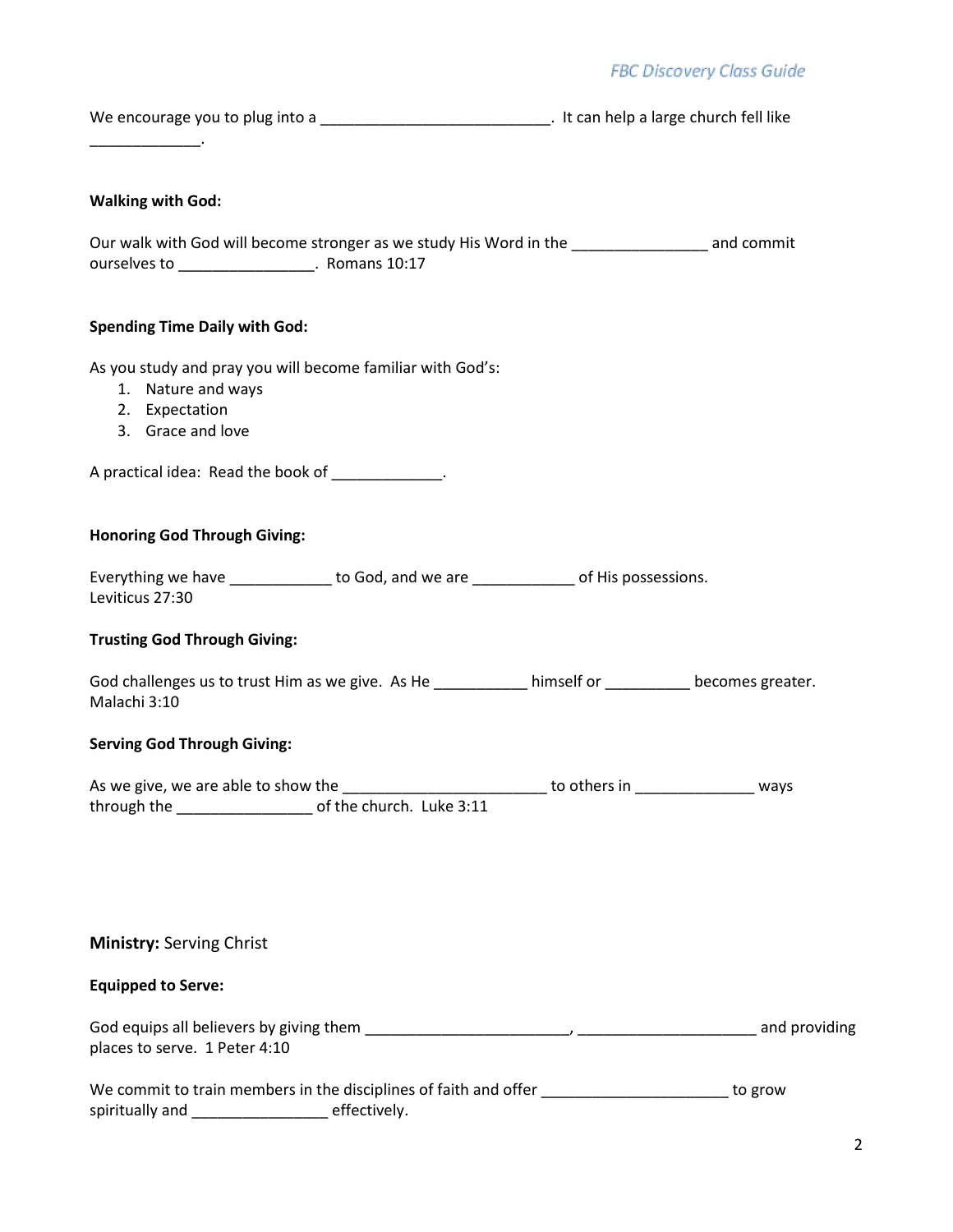We encourage you to plug into a ___________________________. It can help a large church fell like _____________.

**Walking with God:**

Our walk with God will become stronger as we study His Word in the ________________ and commit ourselves to ________________. Romans 10:17

**Spending Time Daily with God:**

As you study and pray you will become familiar with God's:

1. Nature and ways
2. Expectation
3. Grace and love

A practical idea: Read the book of _____________.

**Honoring God Through Giving:**

Everything we have ____________ to God, and we are ____________ of His possessions. Leviticus 27:30

**Trusting God Through Giving:**

God challenges us to trust Him as we give. As He ___________ himself or __________ becomes greater. Malachi 3:10

**Serving God Through Giving:**

As we give, we are able to show the ________________________ to others in ______________ ways through the ________________ of the church. Luke 3:11

**Ministry:** Serving Christ

**Equipped to Serve:**

God equips all believers by giving them ________________________, _____________________ and providing places to serve. 1 Peter 4:10

We commit to train members in the disciplines of faith and offer ______________________ to grow spiritually and ________________ effectively.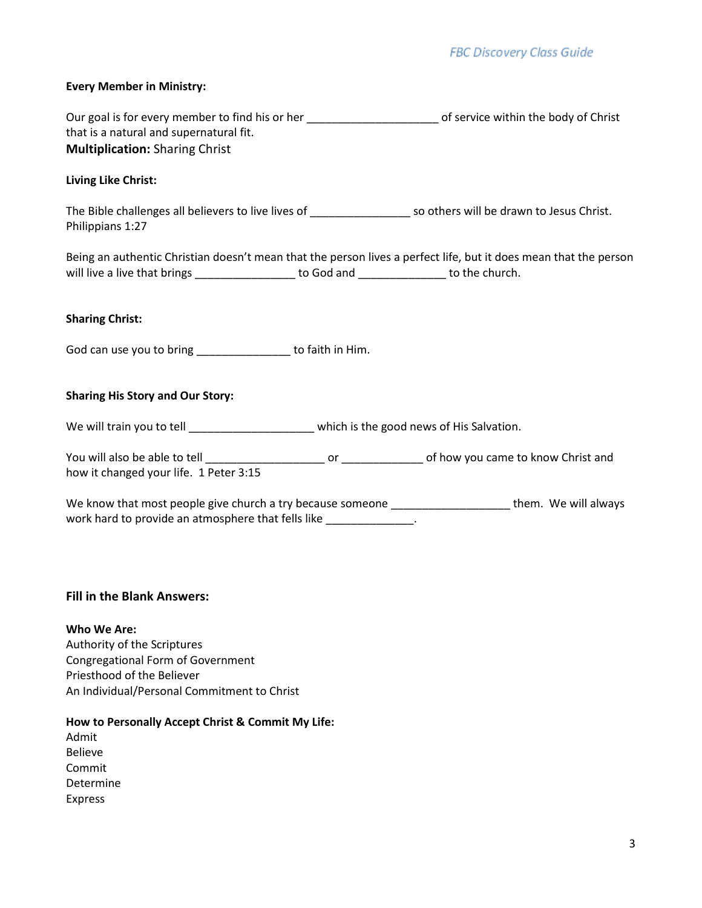**Every Member in Ministry:**

Our goal is for every member to find his or her ____________________ of service within the body of Christ that is a natural and supernatural fit.

**Multiplication:** Sharing Christ

**Living Like Christ:**

The Bible challenges all believers to live lives of _______________ so others will be drawn to Jesus Christ. Philippians 1:27

Being an authentic Christian doesn't mean that the person lives a perfect life, but it does mean that the person will live a live that brings _______________ to God and _____________ to the church.

**Sharing Christ:**

God can use you to bring ______________ to faith in Him.

**Sharing His Story and Our Story:**

We will train you to tell ___________________ which is the good news of His Salvation.

You will also be able to tell __________________ or ____________ of how you came to know Christ and how it changed your life. 1 Peter 3:15

We know that most people give church a try because someone __________________ them. We will always work hard to provide an atmosphere that fells like _____________.

**Fill in the Blank Answers:**

**Who We Are:**
Authority of the Scriptures
Congregational Form of Government
Priesthood of the Believer
An Individual/Personal Commitment to Christ

**How to Personally Accept Christ & Commit My Life:**
Admit
Believe
Commit
Determine
Express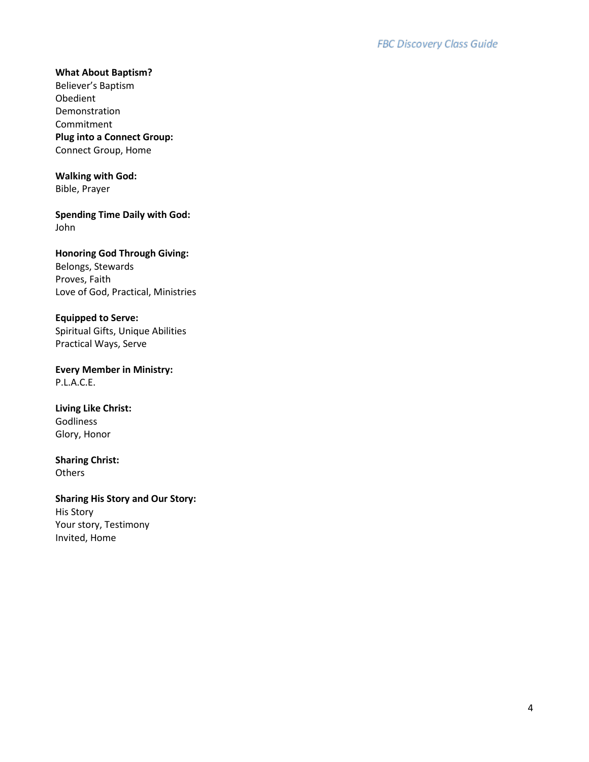**What About Baptism?**
Believer's Baptism
Obedient
Demonstration
Commitment
**Plug into a Connect Group:**
Connect Group, Home

**Walking with God:**
Bible, Prayer

**Spending Time Daily with God:**
John

**Honoring God Through Giving:**
Belongs, Stewards
Proves, Faith
Love of God, Practical, Ministries

**Equipped to Serve:**
Spiritual Gifts, Unique Abilities
Practical Ways, Serve

**Every Member in Ministry:**
P.L.A.C.E.

**Living Like Christ:**
Godliness
Glory, Honor

**Sharing Christ:**
Others

**Sharing His Story and Our Story:**
His Story
Your story, Testimony
Invited, Home